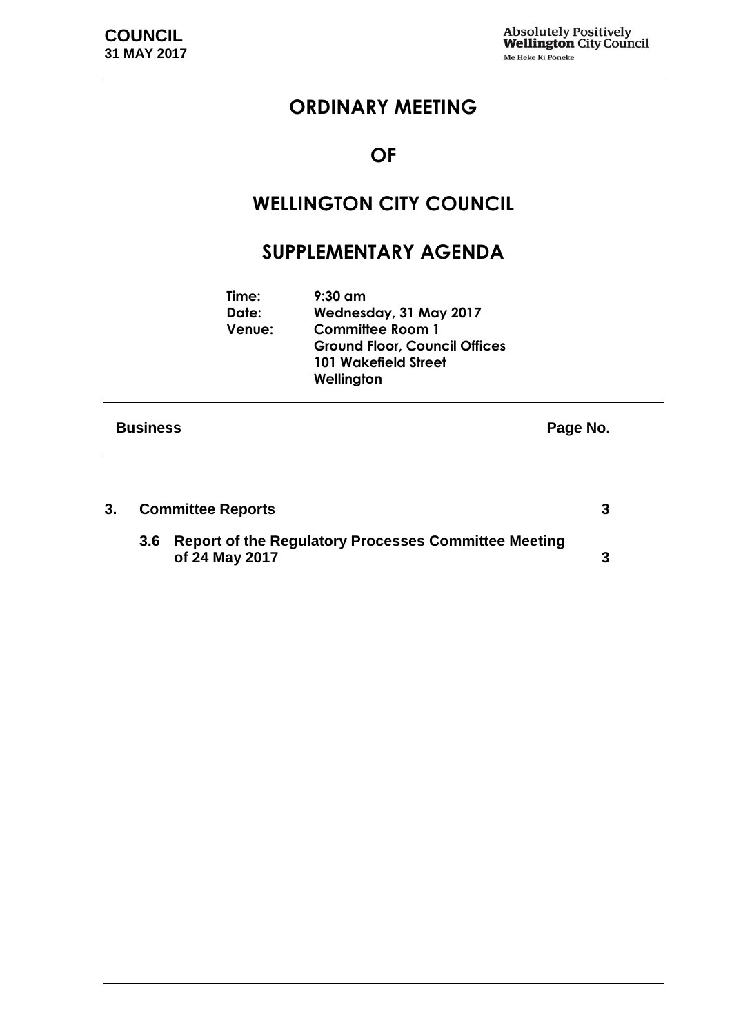# ORDINARY MEETING

# OF

# WELLINGTON CITY COUNCIL

## SUPPLEMENTARY AGENDA

**Time:** 9:30 am
**Date:** Wednesday, 31 May 2017
**Venue:** Committee Room 1
Ground Floor, Council Offices
101 Wakefield Street
Wellington

| Business | Page No. |
|---|---|
| **3. Committee Reports** | **3** |
| **3.6 Report of the Regulatory Processes Committee Meeting of 24 May 2017** | **3** |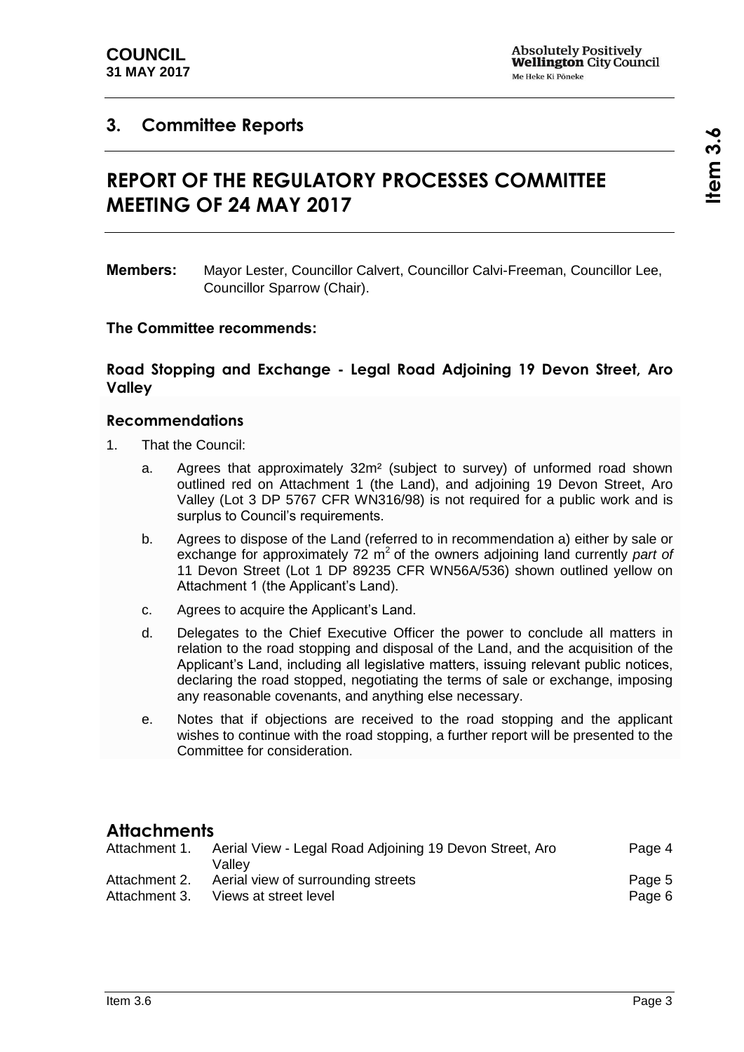## 3. Committee Reports

# REPORT OF THE REGULATORY PROCESSES COMMITTEE MEETING OF 24 MAY 2017

**Members:** Mayor Lester, Councillor Calvert, Councillor Calvi-Freeman, Councillor Lee, Councillor Sparrow (Chair).

**The Committee recommends:**

### Road Stopping and Exchange - Legal Road Adjoining 19 Devon Street, Aro Valley

#### Recommendations

1. That the Council:

   a. Agrees that approximately 32m² (subject to survey) of unformed road shown outlined red on Attachment 1 (the Land), and adjoining 19 Devon Street, Aro Valley (Lot 3 DP 5767 CFR WN316/98) is not required for a public work and is surplus to Council's requirements.

   b. Agrees to dispose of the Land (referred to in recommendation a) either by sale or exchange for approximately 72 $m^2$ of the owners adjoining land currently *part of* 11 Devon Street (Lot 1 DP 89235 CFR WN56A/536) shown outlined yellow on Attachment 1 (the Applicant's Land).

   c. Agrees to acquire the Applicant's Land.

   d. Delegates to the Chief Executive Officer the power to conclude all matters in relation to the road stopping and disposal of the Land, and the acquisition of the Applicant's Land, including all legislative matters, issuing relevant public notices, declaring the road stopped, negotiating the terms of sale or exchange, imposing any reasonable covenants, and anything else necessary.

   e. Notes that if objections are received to the road stopping and the applicant wishes to continue with the road stopping, a further report will be presented to the Committee for consideration.

## Attachments

| | | |
|---|---|---|
| Attachment 1. | Aerial View - Legal Road Adjoining 19 Devon Street, Aro Valley | Page 4 |
| Attachment 2. | Aerial view of surrounding streets | Page 5 |
| Attachment 3. | Views at street level | Page 6 |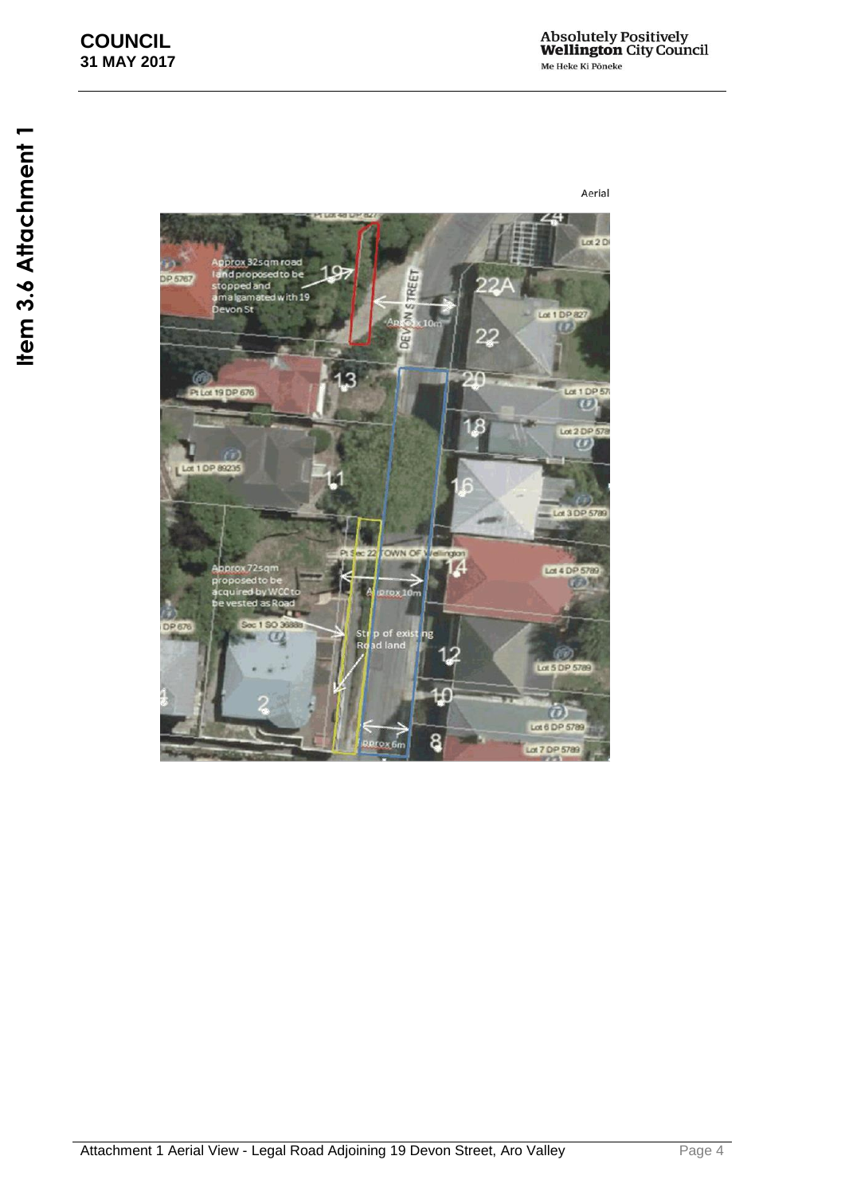Aerial

Approx 32sqm road land proposed to be stopped and amalgamated with 19 Devon St

Approx 10m

DEVON STREET

Approx 72sqm proposed to be acquired by WCC to be vested as Road

Strip of existing Road land

Approx 10m

Approx 6m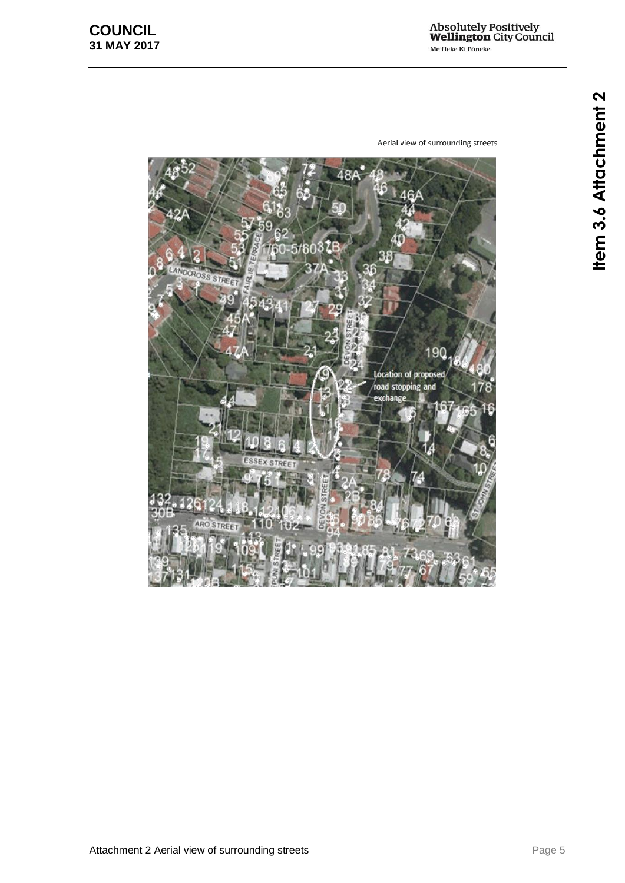Aerial view of surrounding streets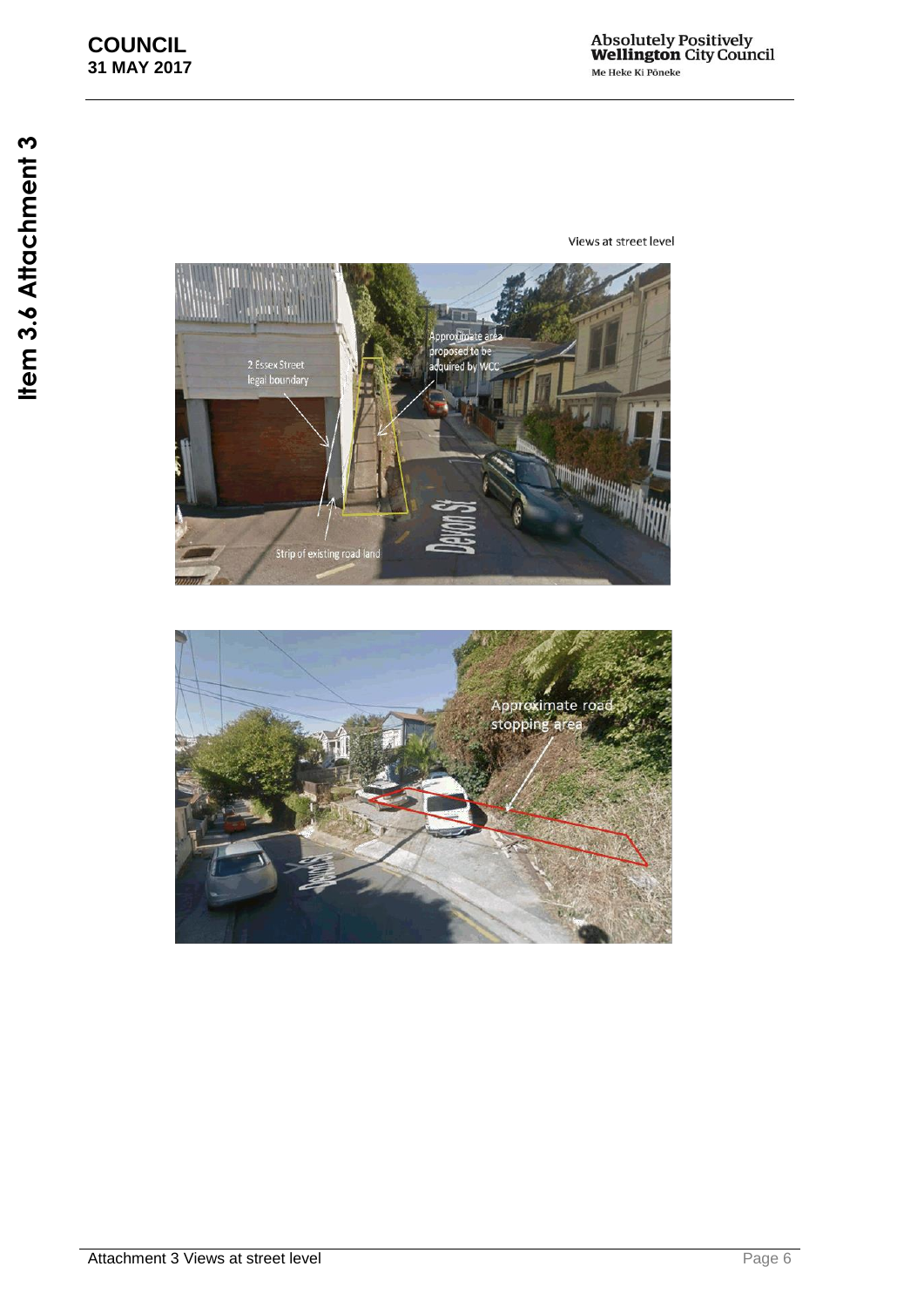Views at street level

2 Essex Street legal boundary

Approximate area proposed to be acquired by WCC

Strip of existing road land

Devon St

Approximate road stopping area

Devon St